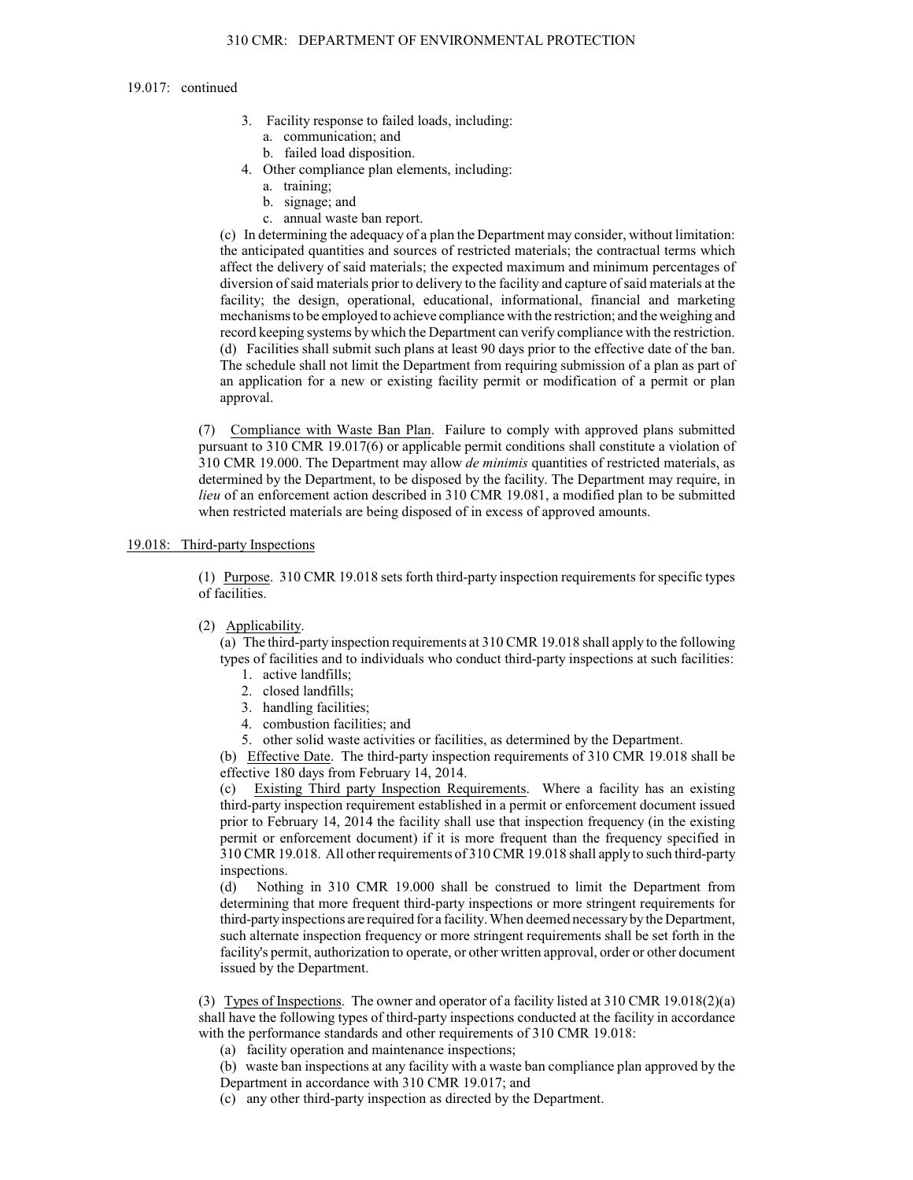19.017: continued

3. Facility response to failed loads, including:
   a. communication; and
   b. failed load disposition.
4. Other compliance plan elements, including:
   a. training;
   b. signage; and
   c. annual waste ban report.

(c) In determining the adequacy of a plan the Department may consider, without limitation: the anticipated quantities and sources of restricted materials; the contractual terms which affect the delivery of said materials; the expected maximum and minimum percentages of diversion of said materials prior to delivery to the facility and capture of said materials at the facility; the design, operational, educational, informational, financial and marketing mechanisms to be employed to achieve compliance with the restriction; and the weighing and record keeping systems by which the Department can verify compliance with the restriction.

(d) Facilities shall submit such plans at least 90 days prior to the effective date of the ban. The schedule shall not limit the Department from requiring submission of a plan as part of an application for a new or existing facility permit or modification of a permit or plan approval.

(7) Compliance with Waste Ban Plan. Failure to comply with approved plans submitted pursuant to 310 CMR 19.017(6) or applicable permit conditions shall constitute a violation of 310 CMR 19.000. The Department may allow *de minimis* quantities of restricted materials, as determined by the Department, to be disposed by the facility. The Department may require, in *lieu* of an enforcement action described in 310 CMR 19.081, a modified plan to be submitted when restricted materials are being disposed of in excess of approved amounts.

## 19.018: Third-party Inspections

(1) Purpose. 310 CMR 19.018 sets forth third-party inspection requirements for specific types of facilities.

(2) Applicability.

(a) The third-party inspection requirements at 310 CMR 19.018 shall apply to the following types of facilities and to individuals who conduct third-party inspections at such facilities:
1. active landfills;
2. closed landfills;
3. handling facilities;
4. combustion facilities; and
5. other solid waste activities or facilities, as determined by the Department.

(b) Effective Date. The third-party inspection requirements of 310 CMR 19.018 shall be effective 180 days from February 14, 2014.

(c) Existing Third party Inspection Requirements. Where a facility has an existing third-party inspection requirement established in a permit or enforcement document issued prior to February 14, 2014 the facility shall use that inspection frequency (in the existing permit or enforcement document) if it is more frequent than the frequency specified in 310 CMR 19.018. All other requirements of 310 CMR 19.018 shall apply to such third-party inspections.

(d) Nothing in 310 CMR 19.000 shall be construed to limit the Department from determining that more frequent third-party inspections or more stringent requirements for third-party inspections are required for a facility. When deemed necessary by the Department, such alternate inspection frequency or more stringent requirements shall be set forth in the facility's permit, authorization to operate, or other written approval, order or other document issued by the Department.

(3) Types of Inspections. The owner and operator of a facility listed at 310 CMR 19.018(2)(a) shall have the following types of third-party inspections conducted at the facility in accordance with the performance standards and other requirements of 310 CMR 19.018:

(a) facility operation and maintenance inspections;

(b) waste ban inspections at any facility with a waste ban compliance plan approved by the Department in accordance with 310 CMR 19.017; and

(c) any other third-party inspection as directed by the Department.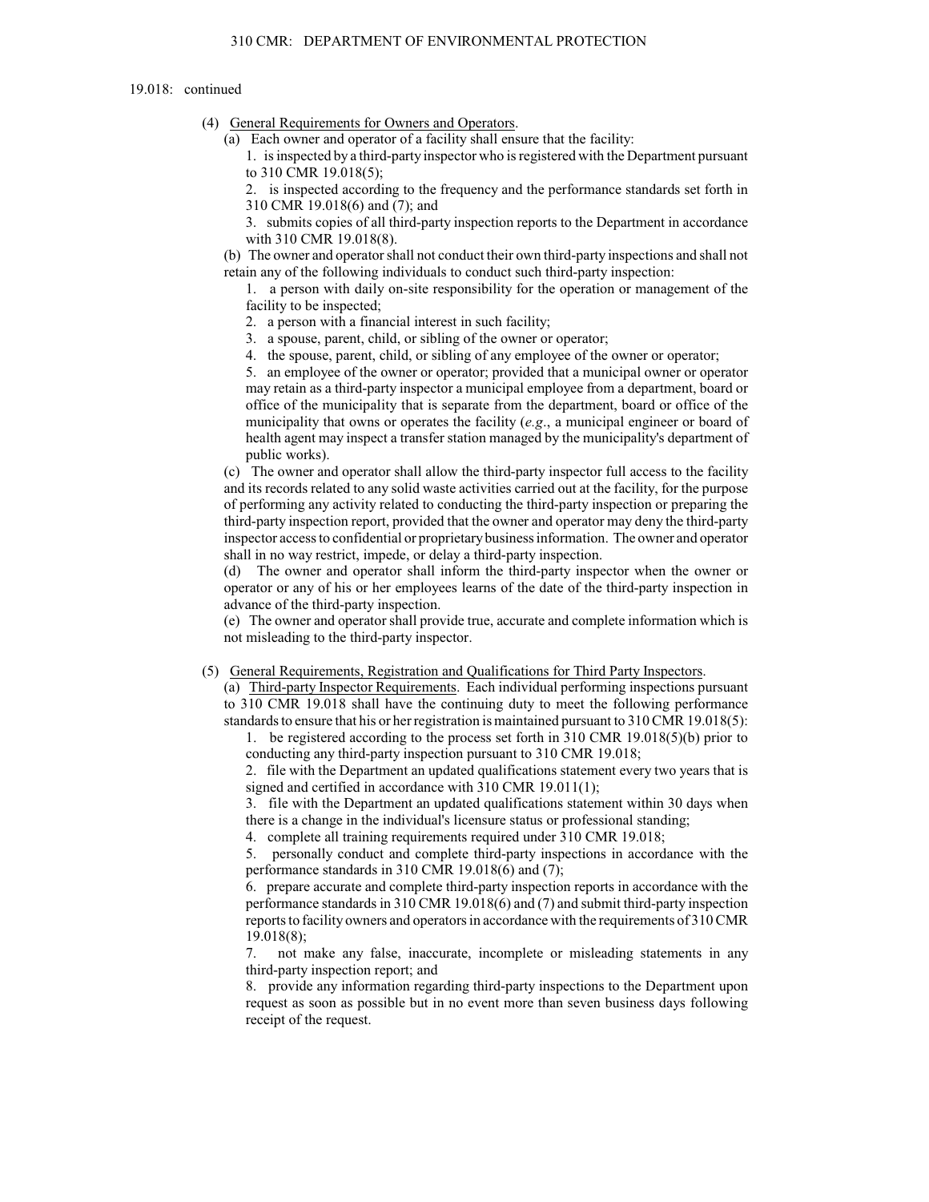19.018: continued

(4) General Requirements for Owners and Operators.

(a) Each owner and operator of a facility shall ensure that the facility:

1. is inspected by a third-party inspector who is registered with the Department pursuant to 310 CMR 19.018(5);

2. is inspected according to the frequency and the performance standards set forth in 310 CMR 19.018(6) and (7); and

3. submits copies of all third-party inspection reports to the Department in accordance with 310 CMR 19.018(8).

(b) The owner and operator shall not conduct their own third-party inspections and shall not retain any of the following individuals to conduct such third-party inspection:

1. a person with daily on-site responsibility for the operation or management of the facility to be inspected;

2. a person with a financial interest in such facility;

3. a spouse, parent, child, or sibling of the owner or operator;

4. the spouse, parent, child, or sibling of any employee of the owner or operator;

5. an employee of the owner or operator; provided that a municipal owner or operator may retain as a third-party inspector a municipal employee from a department, board or office of the municipality that is separate from the department, board or office of the municipality that owns or operates the facility (*e.g.*, a municipal engineer or board of health agent may inspect a transfer station managed by the municipality's department of public works).

(c) The owner and operator shall allow the third-party inspector full access to the facility and its records related to any solid waste activities carried out at the facility, for the purpose of performing any activity related to conducting the third-party inspection or preparing the third-party inspection report, provided that the owner and operator may deny the third-party inspector access to confidential or proprietary business information. The owner and operator shall in no way restrict, impede, or delay a third-party inspection.

(d) The owner and operator shall inform the third-party inspector when the owner or operator or any of his or her employees learns of the date of the third-party inspection in advance of the third-party inspection.

(e) The owner and operator shall provide true, accurate and complete information which is not misleading to the third-party inspector.

(5) General Requirements, Registration and Qualifications for Third Party Inspectors.

(a) Third-party Inspector Requirements. Each individual performing inspections pursuant to 310 CMR 19.018 shall have the continuing duty to meet the following performance standards to ensure that his or her registration is maintained pursuant to 310 CMR 19.018(5):

1. be registered according to the process set forth in 310 CMR 19.018(5)(b) prior to conducting any third-party inspection pursuant to 310 CMR 19.018;

2. file with the Department an updated qualifications statement every two years that is signed and certified in accordance with 310 CMR 19.011(1);

3. file with the Department an updated qualifications statement within 30 days when there is a change in the individual's licensure status or professional standing;

4. complete all training requirements required under 310 CMR 19.018;

5. personally conduct and complete third-party inspections in accordance with the performance standards in 310 CMR 19.018(6) and (7);

6. prepare accurate and complete third-party inspection reports in accordance with the performance standards in 310 CMR 19.018(6) and (7) and submit third-party inspection reports to facility owners and operators in accordance with the requirements of 310 CMR 19.018(8);

7. not make any false, inaccurate, incomplete or misleading statements in any third-party inspection report; and

8. provide any information regarding third-party inspections to the Department upon request as soon as possible but in no event more than seven business days following receipt of the request.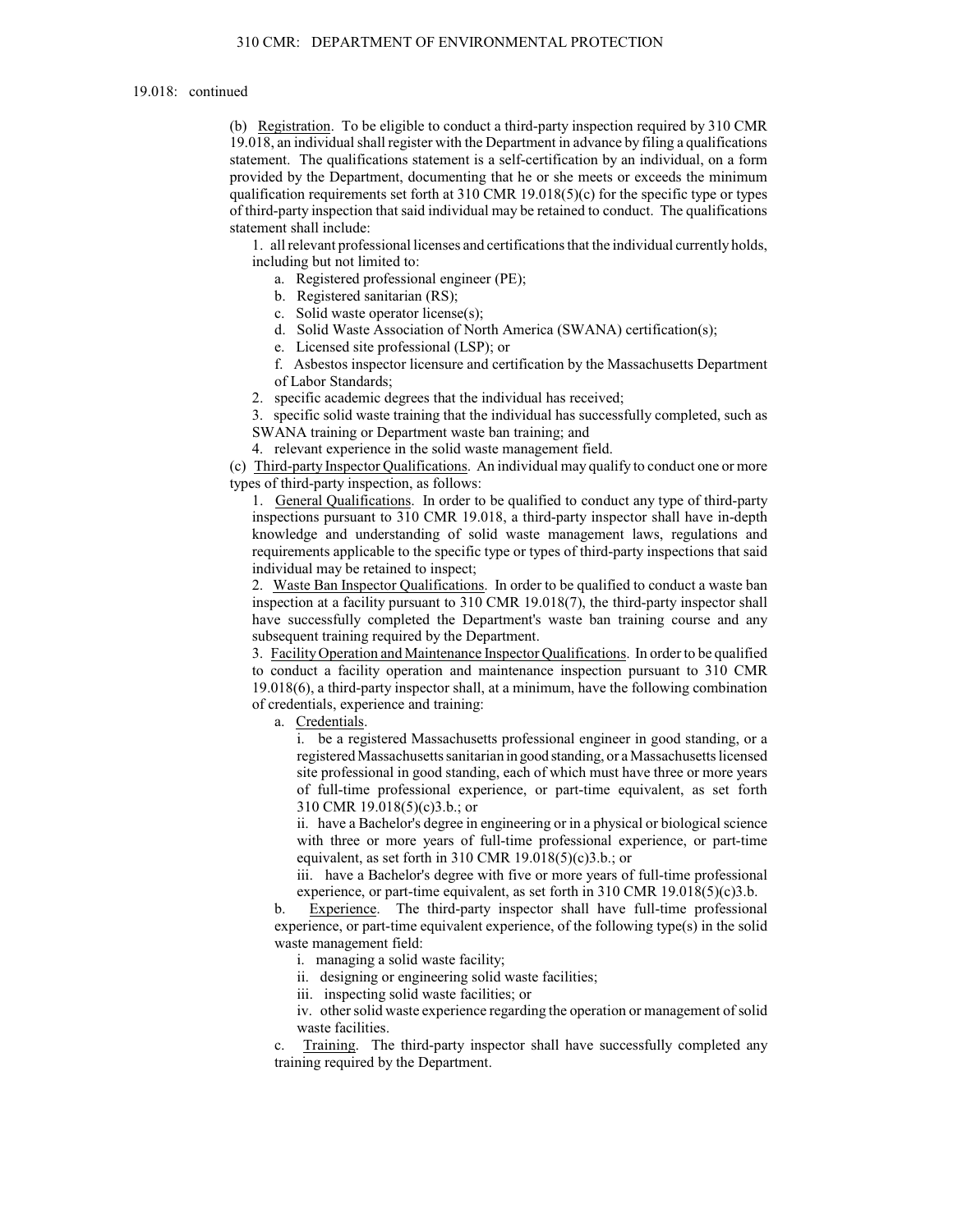19.018: continued

(b) Registration. To be eligible to conduct a third-party inspection required by 310 CMR 19.018, an individual shall register with the Department in advance by filing a qualifications statement. The qualifications statement is a self-certification by an individual, on a form provided by the Department, documenting that he or she meets or exceeds the minimum qualification requirements set forth at 310 CMR 19.018(5)(c) for the specific type or types of third-party inspection that said individual may be retained to conduct. The qualifications statement shall include:

1. all relevant professional licenses and certifications that the individual currently holds, including but not limited to:
   - a. Registered professional engineer (PE);
   - b. Registered sanitarian (RS);
   - c. Solid waste operator license(s);
   - d. Solid Waste Association of North America (SWANA) certification(s);
   - e. Licensed site professional (LSP); or
   - f. Asbestos inspector licensure and certification by the Massachusetts Department of Labor Standards;
2. specific academic degrees that the individual has received;
3. specific solid waste training that the individual has successfully completed, such as SWANA training or Department waste ban training; and
4. relevant experience in the solid waste management field.

(c) Third-party Inspector Qualifications. An individual may qualify to conduct one or more types of third-party inspection, as follows:

1. General Qualifications. In order to be qualified to conduct any type of third-party inspections pursuant to 310 CMR 19.018, a third-party inspector shall have in-depth knowledge and understanding of solid waste management laws, regulations and requirements applicable to the specific type or types of third-party inspections that said individual may be retained to inspect;

2. Waste Ban Inspector Qualifications. In order to be qualified to conduct a waste ban inspection at a facility pursuant to 310 CMR 19.018(7), the third-party inspector shall have successfully completed the Department's waste ban training course and any subsequent training required by the Department.

3. Facility Operation and Maintenance Inspector Qualifications. In order to be qualified to conduct a facility operation and maintenance inspection pursuant to 310 CMR 19.018(6), a third-party inspector shall, at a minimum, have the following combination of credentials, experience and training:

   a. Credentials.

      i. be a registered Massachusetts professional engineer in good standing, or a registered Massachusetts sanitarian in good standing, or a Massachusetts licensed site professional in good standing, each of which must have three or more years of full-time professional experience, or part-time equivalent, as set forth 310 CMR 19.018(5)(c)3.b.; or

      ii. have a Bachelor's degree in engineering or in a physical or biological science with three or more years of full-time professional experience, or part-time equivalent, as set forth in 310 CMR 19.018(5)(c)3.b.; or

      iii. have a Bachelor's degree with five or more years of full-time professional experience, or part-time equivalent, as set forth in 310 CMR 19.018(5)(c)3.b.

   b. Experience. The third-party inspector shall have full-time professional experience, or part-time equivalent experience, of the following type(s) in the solid waste management field:

      i. managing a solid waste facility;

      ii. designing or engineering solid waste facilities;

      iii. inspecting solid waste facilities; or

      iv. other solid waste experience regarding the operation or management of solid waste facilities.

   c. Training. The third-party inspector shall have successfully completed any training required by the Department.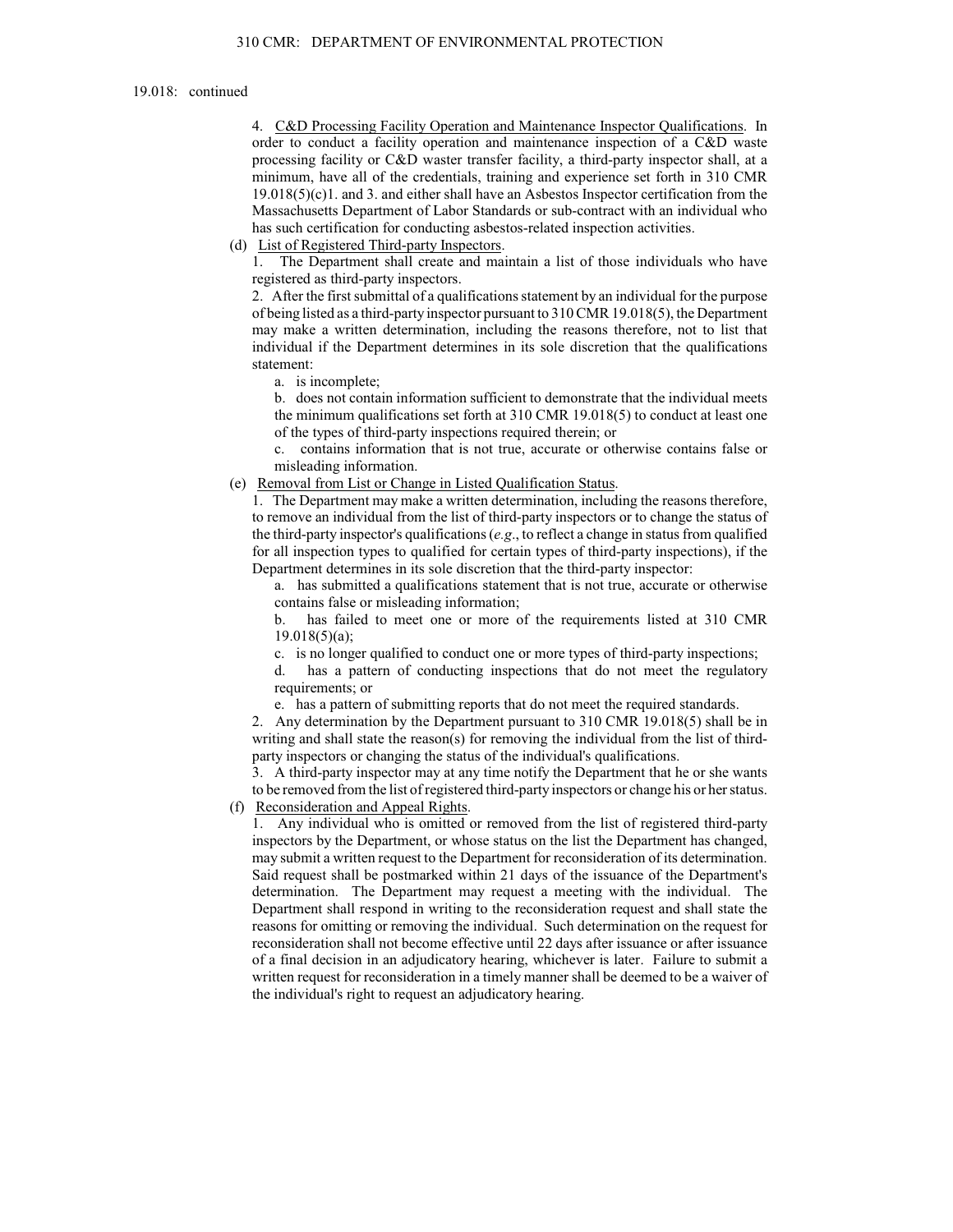19.018: continued

4. C&D Processing Facility Operation and Maintenance Inspector Qualifications. In order to conduct a facility operation and maintenance inspection of a C&D waste processing facility or C&D waster transfer facility, a third-party inspector shall, at a minimum, have all of the credentials, training and experience set forth in 310 CMR 19.018(5)(c)1. and 3. and either shall have an Asbestos Inspector certification from the Massachusetts Department of Labor Standards or sub-contract with an individual who has such certification for conducting asbestos-related inspection activities.

(d) List of Registered Third-party Inspectors.

1. The Department shall create and maintain a list of those individuals who have registered as third-party inspectors.

2. After the first submittal of a qualifications statement by an individual for the purpose of being listed as a third-party inspector pursuant to 310 CMR 19.018(5), the Department may make a written determination, including the reasons therefore, not to list that individual if the Department determines in its sole discretion that the qualifications statement:

a. is incomplete;

b. does not contain information sufficient to demonstrate that the individual meets the minimum qualifications set forth at 310 CMR 19.018(5) to conduct at least one of the types of third-party inspections required therein; or

c. contains information that is not true, accurate or otherwise contains false or misleading information.

(e) Removal from List or Change in Listed Qualification Status.

1. The Department may make a written determination, including the reasons therefore, to remove an individual from the list of third-party inspectors or to change the status of the third-party inspector's qualifications (*e.g.*, to reflect a change in status from qualified for all inspection types to qualified for certain types of third-party inspections), if the Department determines in its sole discretion that the third-party inspector:

a. has submitted a qualifications statement that is not true, accurate or otherwise contains false or misleading information;

b. has failed to meet one or more of the requirements listed at 310 CMR 19.018(5)(a);

c. is no longer qualified to conduct one or more types of third-party inspections;

d. has a pattern of conducting inspections that do not meet the regulatory requirements; or

e. has a pattern of submitting reports that do not meet the required standards.

2. Any determination by the Department pursuant to 310 CMR 19.018(5) shall be in writing and shall state the reason(s) for removing the individual from the list of third-party inspectors or changing the status of the individual's qualifications.

3. A third-party inspector may at any time notify the Department that he or she wants to be removed from the list of registered third-party inspectors or change his or her status.

(f) Reconsideration and Appeal Rights.

1. Any individual who is omitted or removed from the list of registered third-party inspectors by the Department, or whose status on the list the Department has changed, may submit a written request to the Department for reconsideration of its determination. Said request shall be postmarked within 21 days of the issuance of the Department's determination. The Department may request a meeting with the individual. The Department shall respond in writing to the reconsideration request and shall state the reasons for omitting or removing the individual. Such determination on the request for reconsideration shall not become effective until 22 days after issuance or after issuance of a final decision in an adjudicatory hearing, whichever is later. Failure to submit a written request for reconsideration in a timely manner shall be deemed to be a waiver of the individual's right to request an adjudicatory hearing.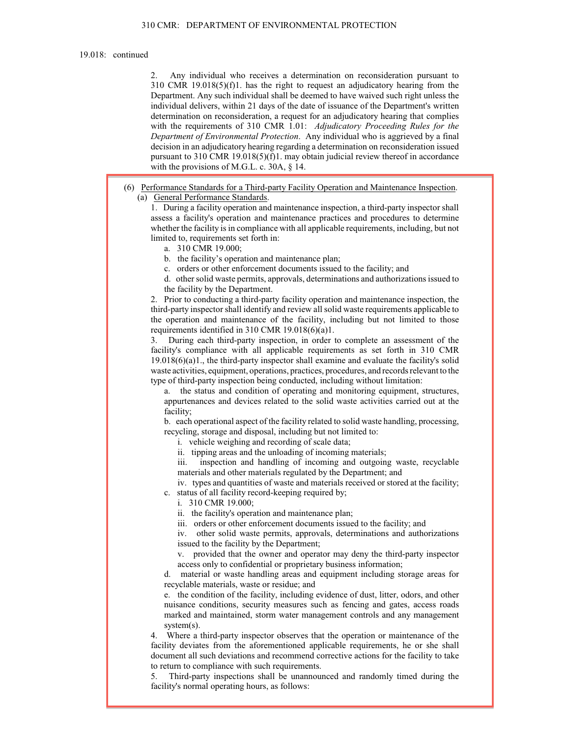19.018: continued

2. Any individual who receives a determination on reconsideration pursuant to 310 CMR 19.018(5)(f)1. has the right to request an adjudicatory hearing from the Department. Any such individual shall be deemed to have waived such right unless the individual delivers, within 21 days of the date of issuance of the Department's written determination on reconsideration, a request for an adjudicatory hearing that complies with the requirements of 310 CMR 1.01: *Adjudicatory Proceeding Rules for the Department of Environmental Protection*. Any individual who is aggrieved by a final decision in an adjudicatory hearing regarding a determination on reconsideration issued pursuant to 310 CMR 19.018(5)(f)1. may obtain judicial review thereof in accordance with the provisions of M.G.L. c. 30A, § 14.

(6) Performance Standards for a Third-party Facility Operation and Maintenance Inspection.

(a) General Performance Standards.

1. During a facility operation and maintenance inspection, a third-party inspector shall assess a facility's operation and maintenance practices and procedures to determine whether the facility is in compliance with all applicable requirements, including, but not limited to, requirements set forth in:

a. 310 CMR 19.000;

b. the facility's operation and maintenance plan;

c. orders or other enforcement documents issued to the facility; and

d. other solid waste permits, approvals, determinations and authorizations issued to the facility by the Department.

2. Prior to conducting a third-party facility operation and maintenance inspection, the third-party inspector shall identify and review all solid waste requirements applicable to the operation and maintenance of the facility, including but not limited to those requirements identified in 310 CMR 19.018(6)(a)1.

3. During each third-party inspection, in order to complete an assessment of the facility's compliance with all applicable requirements as set forth in 310 CMR 19.018(6)(a)1., the third-party inspector shall examine and evaluate the facility's solid waste activities, equipment, operations, practices, procedures, and records relevant to the type of third-party inspection being conducted, including without limitation:

a. the status and condition of operating and monitoring equipment, structures, appurtenances and devices related to the solid waste activities carried out at the facility;

b. each operational aspect of the facility related to solid waste handling, processing, recycling, storage and disposal, including but not limited to:

i. vehicle weighing and recording of scale data;

ii. tipping areas and the unloading of incoming materials;

iii. inspection and handling of incoming and outgoing waste, recyclable materials and other materials regulated by the Department; and

iv. types and quantities of waste and materials received or stored at the facility;

c. status of all facility record-keeping required by;

i. 310 CMR 19.000;

ii. the facility's operation and maintenance plan;

iii. orders or other enforcement documents issued to the facility; and

iv. other solid waste permits, approvals, determinations and authorizations issued to the facility by the Department;

v. provided that the owner and operator may deny the third-party inspector access only to confidential or proprietary business information;

d. material or waste handling areas and equipment including storage areas for recyclable materials, waste or residue; and

e. the condition of the facility, including evidence of dust, litter, odors, and other nuisance conditions, security measures such as fencing and gates, access roads marked and maintained, storm water management controls and any management system(s).

4. Where a third-party inspector observes that the operation or maintenance of the facility deviates from the aforementioned applicable requirements, he or she shall document all such deviations and recommend corrective actions for the facility to take to return to compliance with such requirements.

5. Third-party inspections shall be unannounced and randomly timed during the facility's normal operating hours, as follows: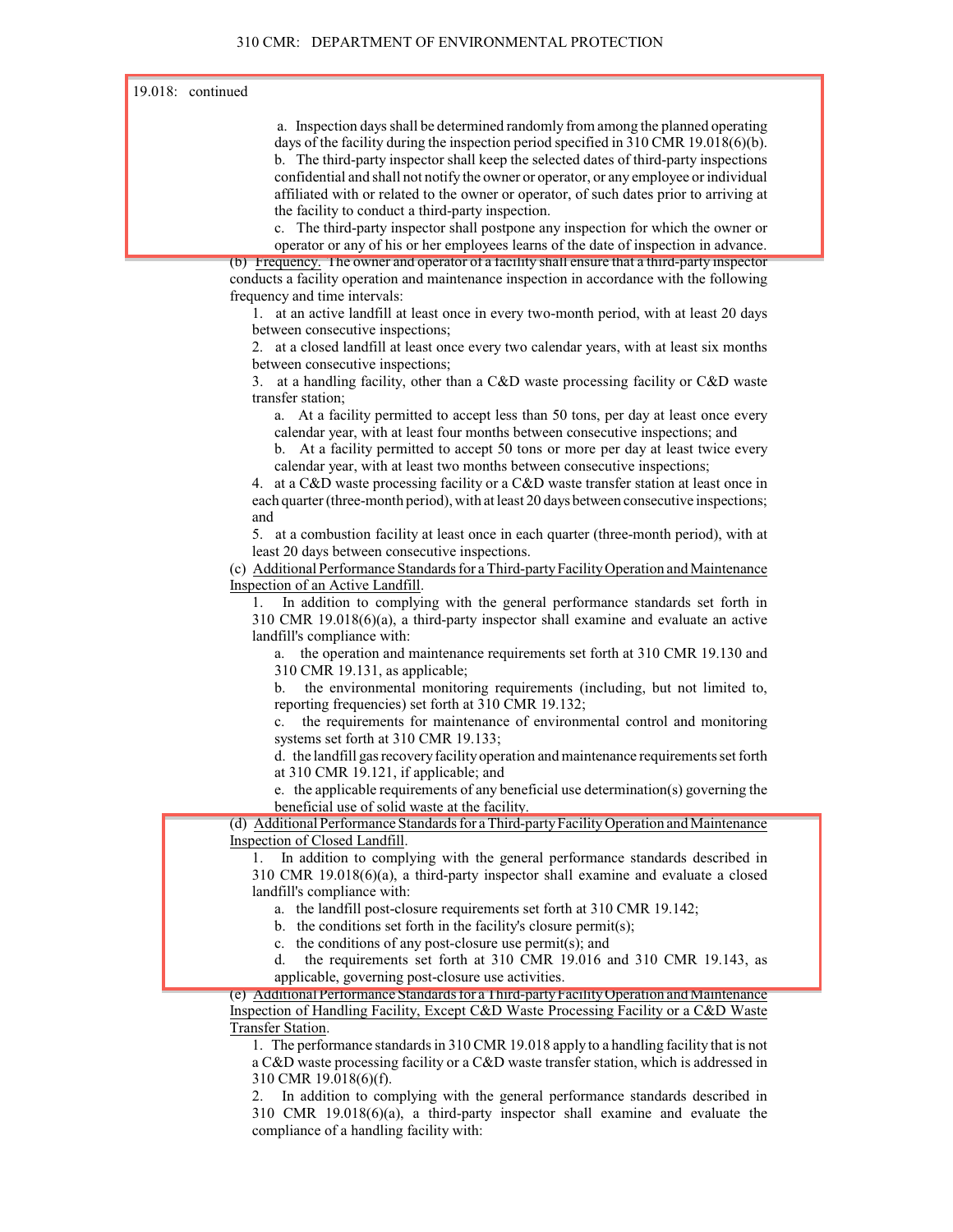19.018: continued

a. Inspection days shall be determined randomly from among the planned operating days of the facility during the inspection period specified in 310 CMR 19.018(6)(b).

b. The third-party inspector shall keep the selected dates of third-party inspections confidential and shall not notify the owner or operator, or any employee or individual affiliated with or related to the owner or operator, of such dates prior to arriving at the facility to conduct a third-party inspection.

c. The third-party inspector shall postpone any inspection for which the owner or operator or any of his or her employees learns of the date of inspection in advance.

(b) Frequency. The owner and operator of a facility shall ensure that a third-party inspector conducts a facility operation and maintenance inspection in accordance with the following frequency and time intervals:

1. at an active landfill at least once in every two-month period, with at least 20 days between consecutive inspections;

2. at a closed landfill at least once every two calendar years, with at least six months between consecutive inspections;

3. at a handling facility, other than a C&D waste processing facility or C&D waste transfer station;

a. At a facility permitted to accept less than 50 tons, per day at least once every calendar year, with at least four months between consecutive inspections; and

b. At a facility permitted to accept 50 tons or more per day at least twice every calendar year, with at least two months between consecutive inspections;

4. at a C&D waste processing facility or a C&D waste transfer station at least once in each quarter (three-month period), with at least 20 days between consecutive inspections; and

5. at a combustion facility at least once in each quarter (three-month period), with at least 20 days between consecutive inspections.

(c) Additional Performance Standards for a Third-party Facility Operation and Maintenance Inspection of an Active Landfill.

1. In addition to complying with the general performance standards set forth in 310 CMR 19.018(6)(a), a third-party inspector shall examine and evaluate an active landfill's compliance with:

a. the operation and maintenance requirements set forth at 310 CMR 19.130 and 310 CMR 19.131, as applicable;

b. the environmental monitoring requirements (including, but not limited to, reporting frequencies) set forth at 310 CMR 19.132;

c. the requirements for maintenance of environmental control and monitoring systems set forth at 310 CMR 19.133;

d. the landfill gas recovery facility operation and maintenance requirements set forth at 310 CMR 19.121, if applicable; and

e. the applicable requirements of any beneficial use determination(s) governing the beneficial use of solid waste at the facility.

(d) Additional Performance Standards for a Third-party Facility Operation and Maintenance Inspection of Closed Landfill.

1. In addition to complying with the general performance standards described in 310 CMR 19.018(6)(a), a third-party inspector shall examine and evaluate a closed landfill's compliance with:

a. the landfill post-closure requirements set forth at 310 CMR 19.142;

b. the conditions set forth in the facility's closure permit(s);

c. the conditions of any post-closure use permit(s); and

d. the requirements set forth at 310 CMR 19.016 and 310 CMR 19.143, as applicable, governing post-closure use activities.

(e) Additional Performance Standards for a Third-party Facility Operation and Maintenance Inspection of Handling Facility, Except C&D Waste Processing Facility or a C&D Waste Transfer Station.

1. The performance standards in 310 CMR 19.018 apply to a handling facility that is not a C&D waste processing facility or a C&D waste transfer station, which is addressed in 310 CMR 19.018(6)(f).

2. In addition to complying with the general performance standards described in 310 CMR 19.018(6)(a), a third-party inspector shall examine and evaluate the compliance of a handling facility with: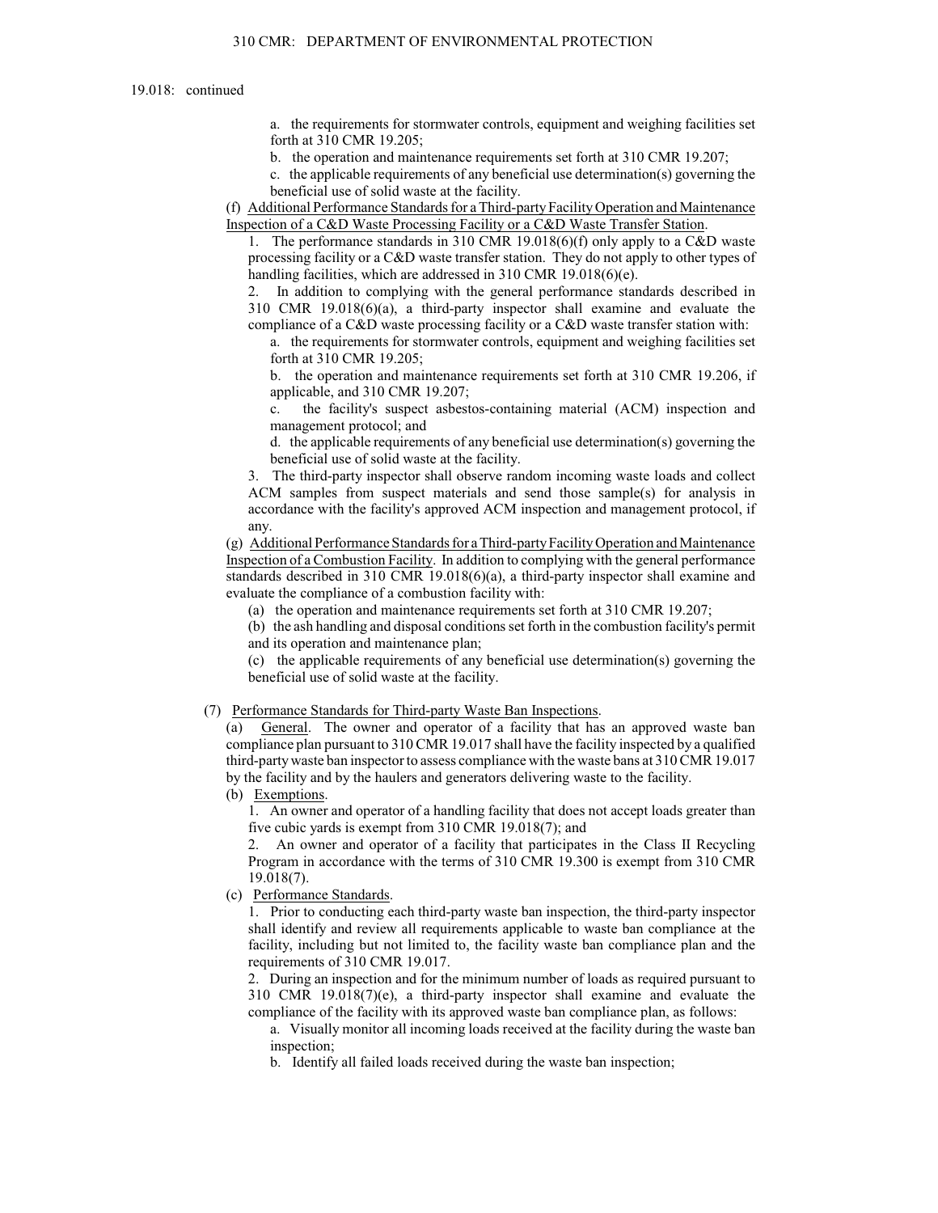19.018: continued

a. the requirements for stormwater controls, equipment and weighing facilities set forth at 310 CMR 19.205;

b. the operation and maintenance requirements set forth at 310 CMR 19.207;

c. the applicable requirements of any beneficial use determination(s) governing the beneficial use of solid waste at the facility.

(f) Additional Performance Standards for a Third-party Facility Operation and Maintenance Inspection of a C&D Waste Processing Facility or a C&D Waste Transfer Station.

1. The performance standards in 310 CMR 19.018(6)(f) only apply to a C&D waste processing facility or a C&D waste transfer station. They do not apply to other types of handling facilities, which are addressed in 310 CMR 19.018(6)(e).

2. In addition to complying with the general performance standards described in 310 CMR 19.018(6)(a), a third-party inspector shall examine and evaluate the compliance of a C&D waste processing facility or a C&D waste transfer station with:

a. the requirements for stormwater controls, equipment and weighing facilities set forth at 310 CMR 19.205;

b. the operation and maintenance requirements set forth at 310 CMR 19.206, if applicable, and 310 CMR 19.207;

c. the facility's suspect asbestos-containing material (ACM) inspection and management protocol; and

d. the applicable requirements of any beneficial use determination(s) governing the beneficial use of solid waste at the facility.

3. The third-party inspector shall observe random incoming waste loads and collect ACM samples from suspect materials and send those sample(s) for analysis in accordance with the facility's approved ACM inspection and management protocol, if any.

(g) Additional Performance Standards for a Third-party Facility Operation and Maintenance Inspection of a Combustion Facility. In addition to complying with the general performance standards described in 310 CMR 19.018(6)(a), a third-party inspector shall examine and evaluate the compliance of a combustion facility with:

(a) the operation and maintenance requirements set forth at 310 CMR 19.207;

(b) the ash handling and disposal conditions set forth in the combustion facility's permit and its operation and maintenance plan;

(c) the applicable requirements of any beneficial use determination(s) governing the beneficial use of solid waste at the facility.

(7) Performance Standards for Third-party Waste Ban Inspections.

(a) General. The owner and operator of a facility that has an approved waste ban compliance plan pursuant to 310 CMR 19.017 shall have the facility inspected by a qualified third-party waste ban inspector to assess compliance with the waste bans at 310 CMR 19.017 by the facility and by the haulers and generators delivering waste to the facility.

(b) Exemptions.

1. An owner and operator of a handling facility that does not accept loads greater than five cubic yards is exempt from 310 CMR 19.018(7); and

2. An owner and operator of a facility that participates in the Class II Recycling Program in accordance with the terms of 310 CMR 19.300 is exempt from 310 CMR 19.018(7).

(c) Performance Standards.

1. Prior to conducting each third-party waste ban inspection, the third-party inspector shall identify and review all requirements applicable to waste ban compliance at the facility, including but not limited to, the facility waste ban compliance plan and the requirements of 310 CMR 19.017.

2. During an inspection and for the minimum number of loads as required pursuant to 310 CMR 19.018(7)(e), a third-party inspector shall examine and evaluate the compliance of the facility with its approved waste ban compliance plan, as follows:

a. Visually monitor all incoming loads received at the facility during the waste ban inspection;

b. Identify all failed loads received during the waste ban inspection;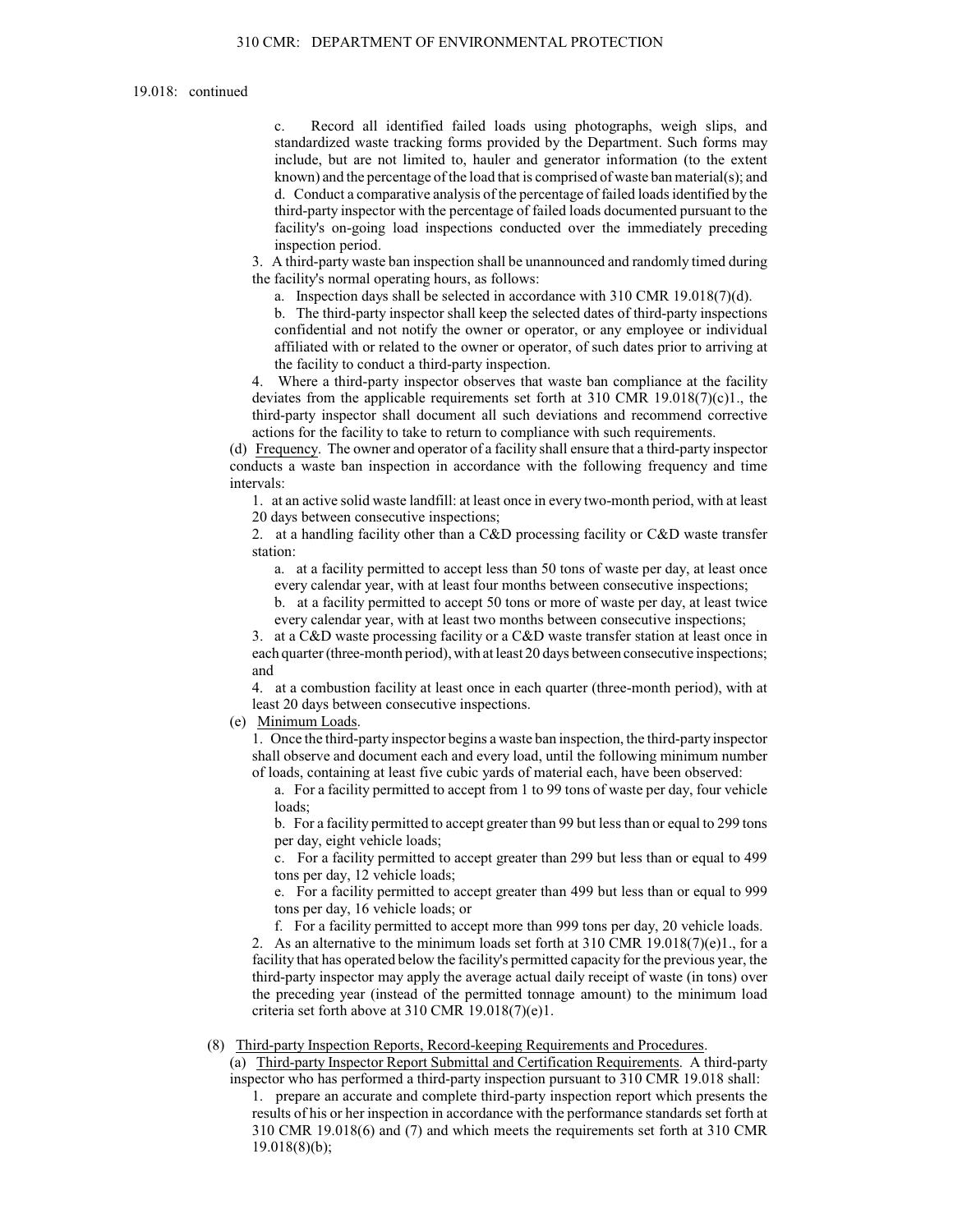19.018: continued

c. Record all identified failed loads using photographs, weigh slips, and standardized waste tracking forms provided by the Department. Such forms may include, but are not limited to, hauler and generator information (to the extent known) and the percentage of the load that is comprised of waste ban material(s); and

d. Conduct a comparative analysis of the percentage of failed loads identified by the third-party inspector with the percentage of failed loads documented pursuant to the facility's on-going load inspections conducted over the immediately preceding inspection period.

3. A third-party waste ban inspection shall be unannounced and randomly timed during the facility's normal operating hours, as follows:

a. Inspection days shall be selected in accordance with 310 CMR 19.018(7)(d).

b. The third-party inspector shall keep the selected dates of third-party inspections confidential and not notify the owner or operator, or any employee or individual affiliated with or related to the owner or operator, of such dates prior to arriving at the facility to conduct a third-party inspection.

4. Where a third-party inspector observes that waste ban compliance at the facility deviates from the applicable requirements set forth at 310 CMR 19.018(7)(c)1., the third-party inspector shall document all such deviations and recommend corrective actions for the facility to take to return to compliance with such requirements.

(d) Frequency. The owner and operator of a facility shall ensure that a third-party inspector conducts a waste ban inspection in accordance with the following frequency and time intervals:

1. at an active solid waste landfill: at least once in every two-month period, with at least 20 days between consecutive inspections;

2. at a handling facility other than a C&D processing facility or C&D waste transfer station:

a. at a facility permitted to accept less than 50 tons of waste per day, at least once every calendar year, with at least four months between consecutive inspections;

b. at a facility permitted to accept 50 tons or more of waste per day, at least twice every calendar year, with at least two months between consecutive inspections;

3. at a C&D waste processing facility or a C&D waste transfer station at least once in each quarter (three-month period), with at least 20 days between consecutive inspections; and

4. at a combustion facility at least once in each quarter (three-month period), with at least 20 days between consecutive inspections.

(e) Minimum Loads.

1. Once the third-party inspector begins a waste ban inspection, the third-party inspector shall observe and document each and every load, until the following minimum number of loads, containing at least five cubic yards of material each, have been observed:

a. For a facility permitted to accept from 1 to 99 tons of waste per day, four vehicle loads;

b. For a facility permitted to accept greater than 99 but less than or equal to 299 tons per day, eight vehicle loads;

c. For a facility permitted to accept greater than 299 but less than or equal to 499 tons per day, 12 vehicle loads;

e. For a facility permitted to accept greater than 499 but less than or equal to 999 tons per day, 16 vehicle loads; or

f. For a facility permitted to accept more than 999 tons per day, 20 vehicle loads.

2. As an alternative to the minimum loads set forth at 310 CMR 19.018(7)(e)1., for a facility that has operated below the facility's permitted capacity for the previous year, the third-party inspector may apply the average actual daily receipt of waste (in tons) over the preceding year (instead of the permitted tonnage amount) to the minimum load criteria set forth above at 310 CMR 19.018(7)(e)1.

(8) Third-party Inspection Reports, Record-keeping Requirements and Procedures.

(a) Third-party Inspector Report Submittal and Certification Requirements. A third-party inspector who has performed a third-party inspection pursuant to 310 CMR 19.018 shall:

1. prepare an accurate and complete third-party inspection report which presents the results of his or her inspection in accordance with the performance standards set forth at 310 CMR 19.018(6) and (7) and which meets the requirements set forth at 310 CMR 19.018(8)(b);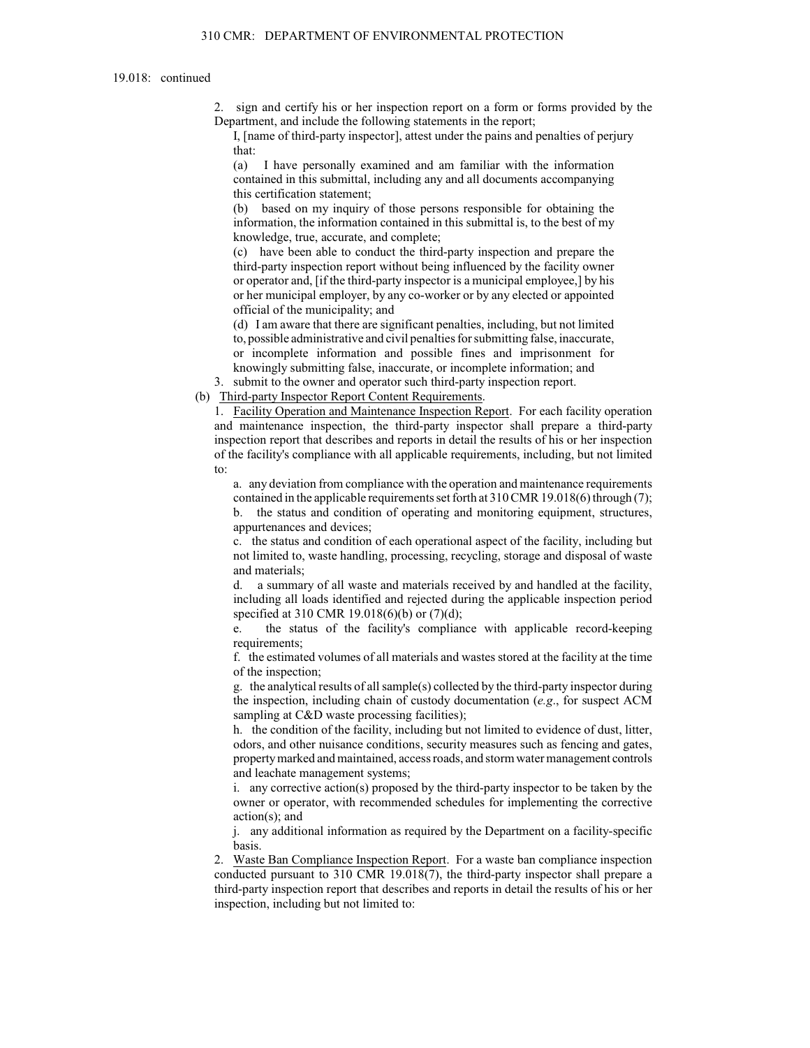19.018: continued

2. sign and certify his or her inspection report on a form or forms provided by the Department, and include the following statements in the report;

I, [name of third-party inspector], attest under the pains and penalties of perjury that:

(a) I have personally examined and am familiar with the information contained in this submittal, including any and all documents accompanying this certification statement;

(b) based on my inquiry of those persons responsible for obtaining the information, the information contained in this submittal is, to the best of my knowledge, true, accurate, and complete;

(c) have been able to conduct the third-party inspection and prepare the third-party inspection report without being influenced by the facility owner or operator and, [if the third-party inspector is a municipal employee,] by his or her municipal employer, by any co-worker or by any elected or appointed official of the municipality; and

(d) I am aware that there are significant penalties, including, but not limited to, possible administrative and civil penalties for submitting false, inaccurate, or incomplete information and possible fines and imprisonment for knowingly submitting false, inaccurate, or incomplete information; and

3. submit to the owner and operator such third-party inspection report.

(b) Third-party Inspector Report Content Requirements.

1. Facility Operation and Maintenance Inspection Report. For each facility operation and maintenance inspection, the third-party inspector shall prepare a third-party inspection report that describes and reports in detail the results of his or her inspection of the facility's compliance with all applicable requirements, including, but not limited to:

a. any deviation from compliance with the operation and maintenance requirements contained in the applicable requirements set forth at 310 CMR 19.018(6) through (7);

b. the status and condition of operating and monitoring equipment, structures, appurtenances and devices;

c. the status and condition of each operational aspect of the facility, including but not limited to, waste handling, processing, recycling, storage and disposal of waste and materials;

d. a summary of all waste and materials received by and handled at the facility, including all loads identified and rejected during the applicable inspection period specified at 310 CMR 19.018(6)(b) or (7)(d);

e. the status of the facility's compliance with applicable record-keeping requirements;

f. the estimated volumes of all materials and wastes stored at the facility at the time of the inspection;

g. the analytical results of all sample(s) collected by the third-party inspector during the inspection, including chain of custody documentation (*e.g*., for suspect ACM sampling at C&D waste processing facilities);

h. the condition of the facility, including but not limited to evidence of dust, litter, odors, and other nuisance conditions, security measures such as fencing and gates, property marked and maintained, access roads, and storm water management controls and leachate management systems;

i. any corrective action(s) proposed by the third-party inspector to be taken by the owner or operator, with recommended schedules for implementing the corrective action(s); and

j. any additional information as required by the Department on a facility-specific basis.

2. Waste Ban Compliance Inspection Report. For a waste ban compliance inspection conducted pursuant to 310 CMR 19.018(7), the third-party inspector shall prepare a third-party inspection report that describes and reports in detail the results of his or her inspection, including but not limited to: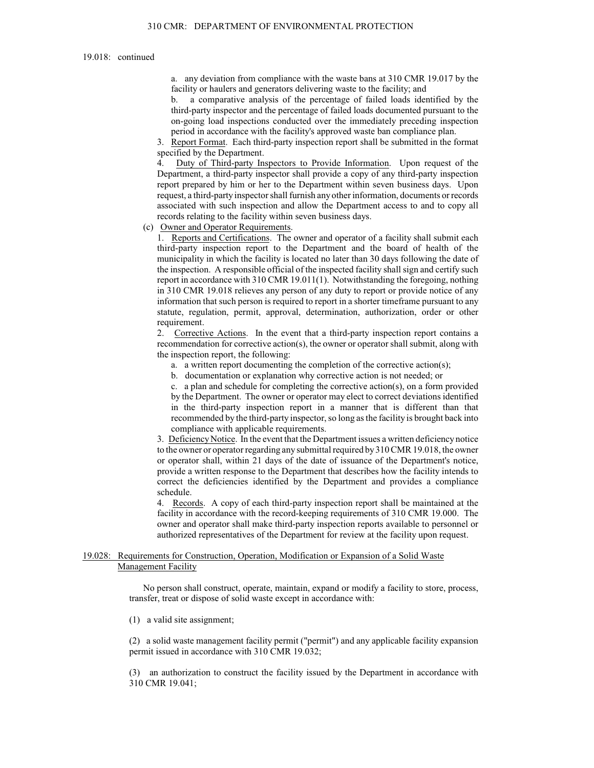19.018: continued

a. any deviation from compliance with the waste bans at 310 CMR 19.017 by the facility or haulers and generators delivering waste to the facility; and

b. a comparative analysis of the percentage of failed loads identified by the third-party inspector and the percentage of failed loads documented pursuant to the on-going load inspections conducted over the immediately preceding inspection period in accordance with the facility's approved waste ban compliance plan.

3. Report Format. Each third-party inspection report shall be submitted in the format specified by the Department.

4. Duty of Third-party Inspectors to Provide Information. Upon request of the Department, a third-party inspector shall provide a copy of any third-party inspection report prepared by him or her to the Department within seven business days. Upon request, a third-party inspector shall furnish any other information, documents or records associated with such inspection and allow the Department access to and to copy all records relating to the facility within seven business days.

(c) Owner and Operator Requirements.

1. Reports and Certifications. The owner and operator of a facility shall submit each third-party inspection report to the Department and the board of health of the municipality in which the facility is located no later than 30 days following the date of the inspection. A responsible official of the inspected facility shall sign and certify such report in accordance with 310 CMR 19.011(1). Notwithstanding the foregoing, nothing in 310 CMR 19.018 relieves any person of any duty to report or provide notice of any information that such person is required to report in a shorter timeframe pursuant to any statute, regulation, permit, approval, determination, authorization, order or other requirement.

2. Corrective Actions. In the event that a third-party inspection report contains a recommendation for corrective action(s), the owner or operator shall submit, along with the inspection report, the following:

a. a written report documenting the completion of the corrective action(s);

b. documentation or explanation why corrective action is not needed; or

c. a plan and schedule for completing the corrective action(s), on a form provided by the Department. The owner or operator may elect to correct deviations identified in the third-party inspection report in a manner that is different than that recommended by the third-party inspector, so long as the facility is brought back into compliance with applicable requirements.

3. Deficiency Notice. In the event that the Department issues a written deficiency notice to the owner or operator regarding any submittal required by 310 CMR 19.018, the owner or operator shall, within 21 days of the date of issuance of the Department's notice, provide a written response to the Department that describes how the facility intends to correct the deficiencies identified by the Department and provides a compliance schedule.

4. Records. A copy of each third-party inspection report shall be maintained at the facility in accordance with the record-keeping requirements of 310 CMR 19.000. The owner and operator shall make third-party inspection reports available to personnel or authorized representatives of the Department for review at the facility upon request.

## 19.028: Requirements for Construction, Operation, Modification or Expansion of a Solid Waste Management Facility

No person shall construct, operate, maintain, expand or modify a facility to store, process, transfer, treat or dispose of solid waste except in accordance with:

(1) a valid site assignment;

(2) a solid waste management facility permit ("permit") and any applicable facility expansion permit issued in accordance with 310 CMR 19.032;

(3) an authorization to construct the facility issued by the Department in accordance with 310 CMR 19.041;